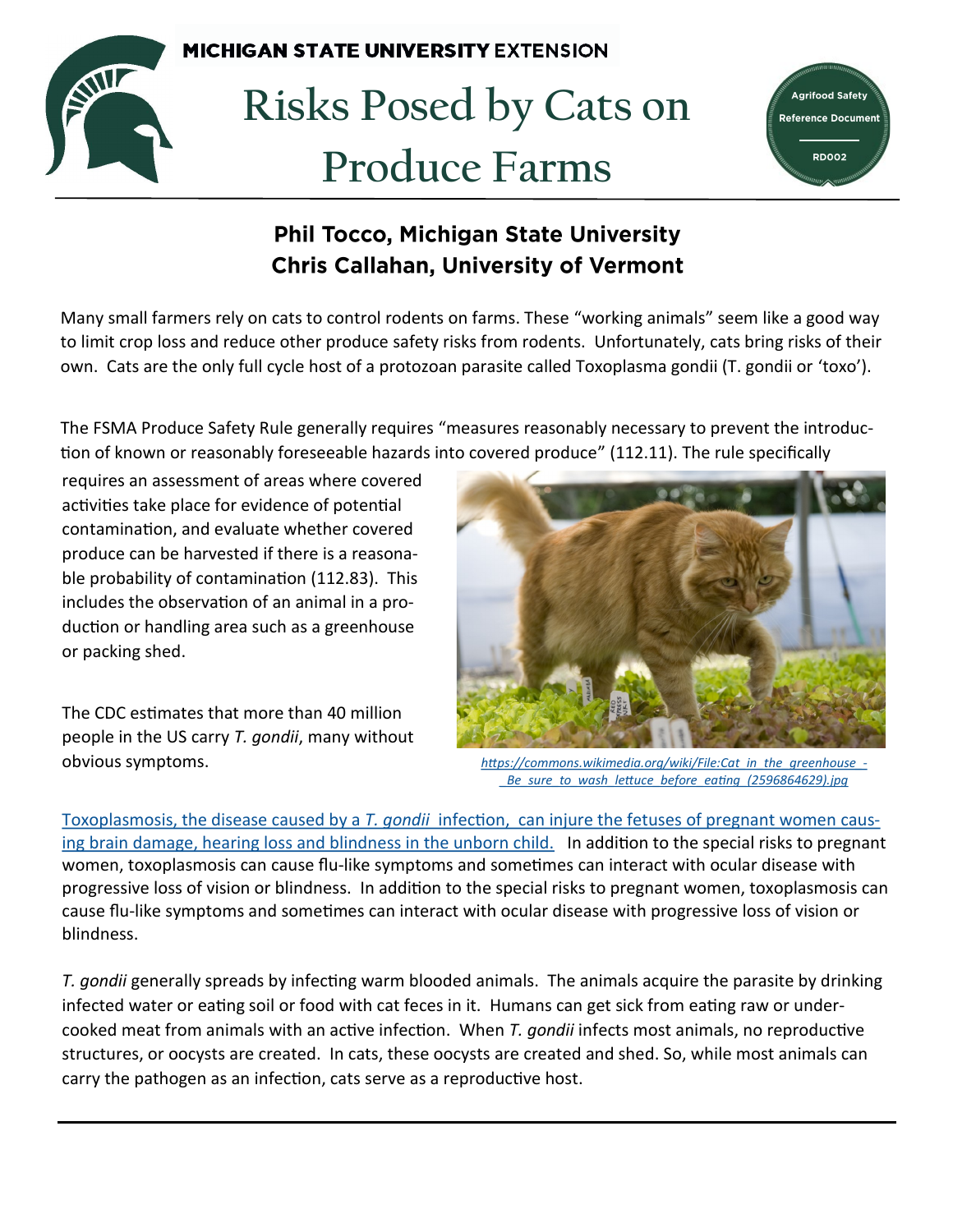MICHIGAN STATE UNIVERSITY EXTENSION

# Risks Posed by Cats on Produce Farms

Agrifood Safety Reference Document RD002

**Phil Tocco, Michigan State University**
**Chris Callahan, University of Vermont**

Many small farmers rely on cats to control rodents on farms. These "working animals" seem like a good way to limit crop loss and reduce other produce safety risks from rodents. Unfortunately, cats bring risks of their own. Cats are the only full cycle host of a protozoan parasite called Toxoplasma gondii (T. gondii or 'toxo').

The FSMA Produce Safety Rule generally requires "measures reasonably necessary to prevent the introduction of known or reasonably foreseeable hazards into covered produce" (112.11). The rule specifically requires an assessment of areas where covered activities take place for evidence of potential contamination, and evaluate whether covered produce can be harvested if there is a reasonable probability of contamination (112.83). This includes the observation of an animal in a production or handling area such as a greenhouse or packing shed.

The CDC estimates that more than 40 million people in the US carry *T. gondii*, many without obvious symptoms.

*https://commons.wikimedia.org/wiki/File:Cat_in_the_greenhouse_-_Be_sure_to_wash_lettuce_before_eating_(2596864629).jpg*

Toxoplasmosis, the disease caused by a *T. gondii* infection, can injure the fetuses of pregnant women causing brain damage, hearing loss and blindness in the unborn child. In addition to the special risks to pregnant women, toxoplasmosis can cause flu-like symptoms and sometimes can interact with ocular disease with progressive loss of vision or blindness. In addition to the special risks to pregnant women, toxoplasmosis can cause flu-like symptoms and sometimes can interact with ocular disease with progressive loss of vision or blindness.

*T. gondii* generally spreads by infecting warm blooded animals. The animals acquire the parasite by drinking infected water or eating soil or food with cat feces in it. Humans can get sick from eating raw or undercooked meat from animals with an active infection. When *T. gondii* infects most animals, no reproductive structures, or oocysts are created. In cats, these oocysts are created and shed. So, while most animals can carry the pathogen as an infection, cats serve as a reproductive host.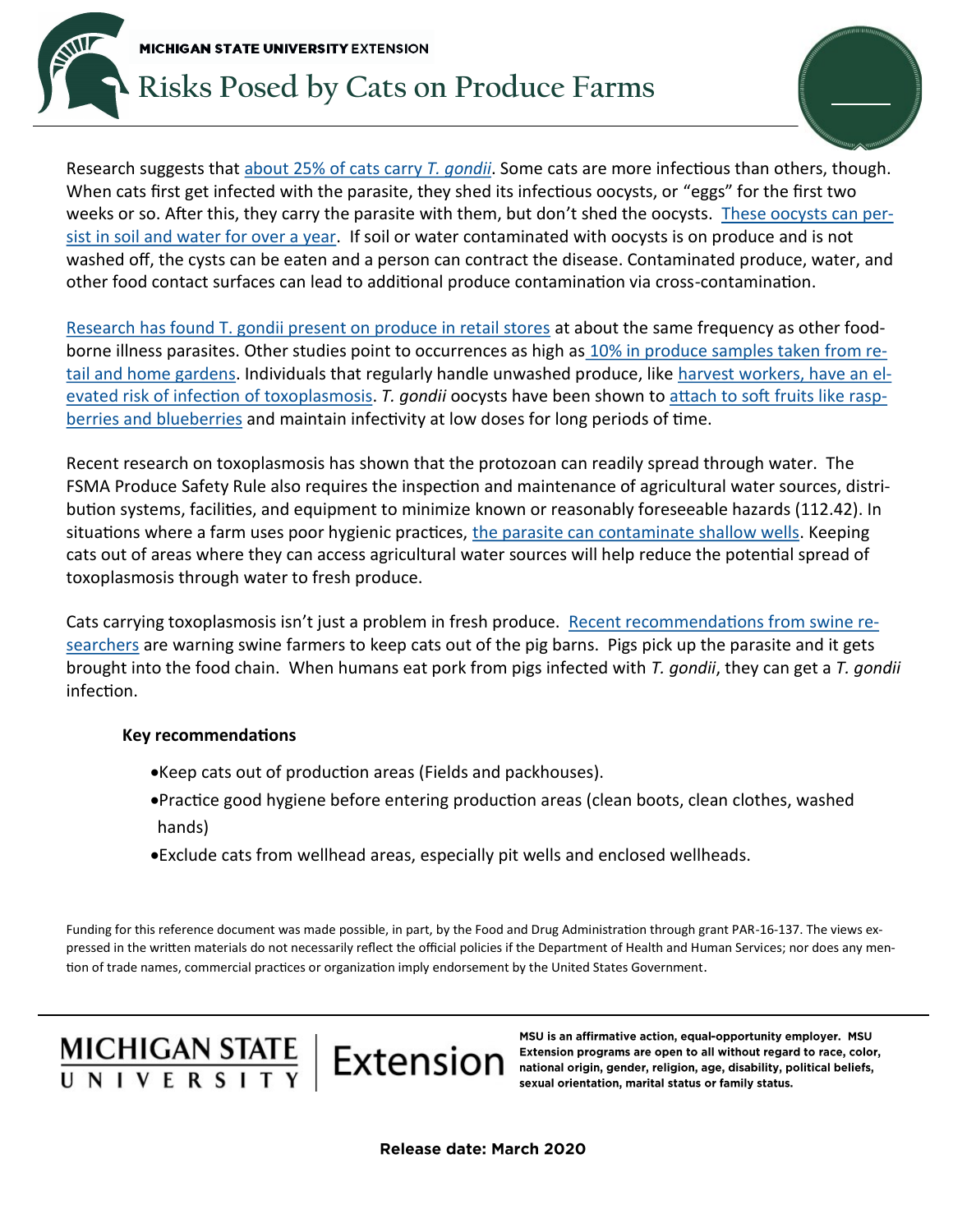Research suggests that about 25% of cats carry *T. gondii*. Some cats are more infectious than others, though. When cats first get infected with the parasite, they shed its infectious oocysts, or "eggs" for the first two weeks or so. After this, they carry the parasite with them, but don't shed the oocysts. These oocysts can persist in soil and water for over a year. If soil or water contaminated with oocysts is on produce and is not washed off, the cysts can be eaten and a person can contract the disease. Contaminated produce, water, and other food contact surfaces can lead to additional produce contamination via cross-contamination.

Research has found T. gondii present on produce in retail stores at about the same frequency as other food-borne illness parasites. Other studies point to occurrences as high as 10% in produce samples taken from retail and home gardens. Individuals that regularly handle unwashed produce, like harvest workers, have an elevated risk of infection of toxoplasmosis. *T. gondii* oocysts have been shown to attach to soft fruits like raspberries and blueberries and maintain infectivity at low doses for long periods of time.

Recent research on toxoplasmosis has shown that the protozoan can readily spread through water. The FSMA Produce Safety Rule also requires the inspection and maintenance of agricultural water sources, distribution systems, facilities, and equipment to minimize known or reasonably foreseeable hazards (112.42). In situations where a farm uses poor hygienic practices, the parasite can contaminate shallow wells. Keeping cats out of areas where they can access agricultural water sources will help reduce the potential spread of toxoplasmosis through water to fresh produce.

Cats carrying toxoplasmosis isn't just a problem in fresh produce. Recent recommendations from swine researchers are warning swine farmers to keep cats out of the pig barns. Pigs pick up the parasite and it gets brought into the food chain. When humans eat pork from pigs infected with *T. gondii*, they can get a *T. gondii* infection.

**Key recommendations**

- Keep cats out of production areas (Fields and packhouses).
- Practice good hygiene before entering production areas (clean boots, clean clothes, washed hands)
- Exclude cats from wellhead areas, especially pit wells and enclosed wellheads.

Funding for this reference document was made possible, in part, by the Food and Drug Administration through grant PAR-16-137. The views expressed in the written materials do not necessarily reflect the official policies if the Department of Health and Human Services; nor does any mention of trade names, commercial practices or organization imply endorsement by the United States Government.

MSU is an affirmative action, equal-opportunity employer. MSU Extension programs are open to all without regard to race, color, national origin, gender, religion, age, disability, political beliefs, sexual orientation, marital status or family status.

Release date: March 2020